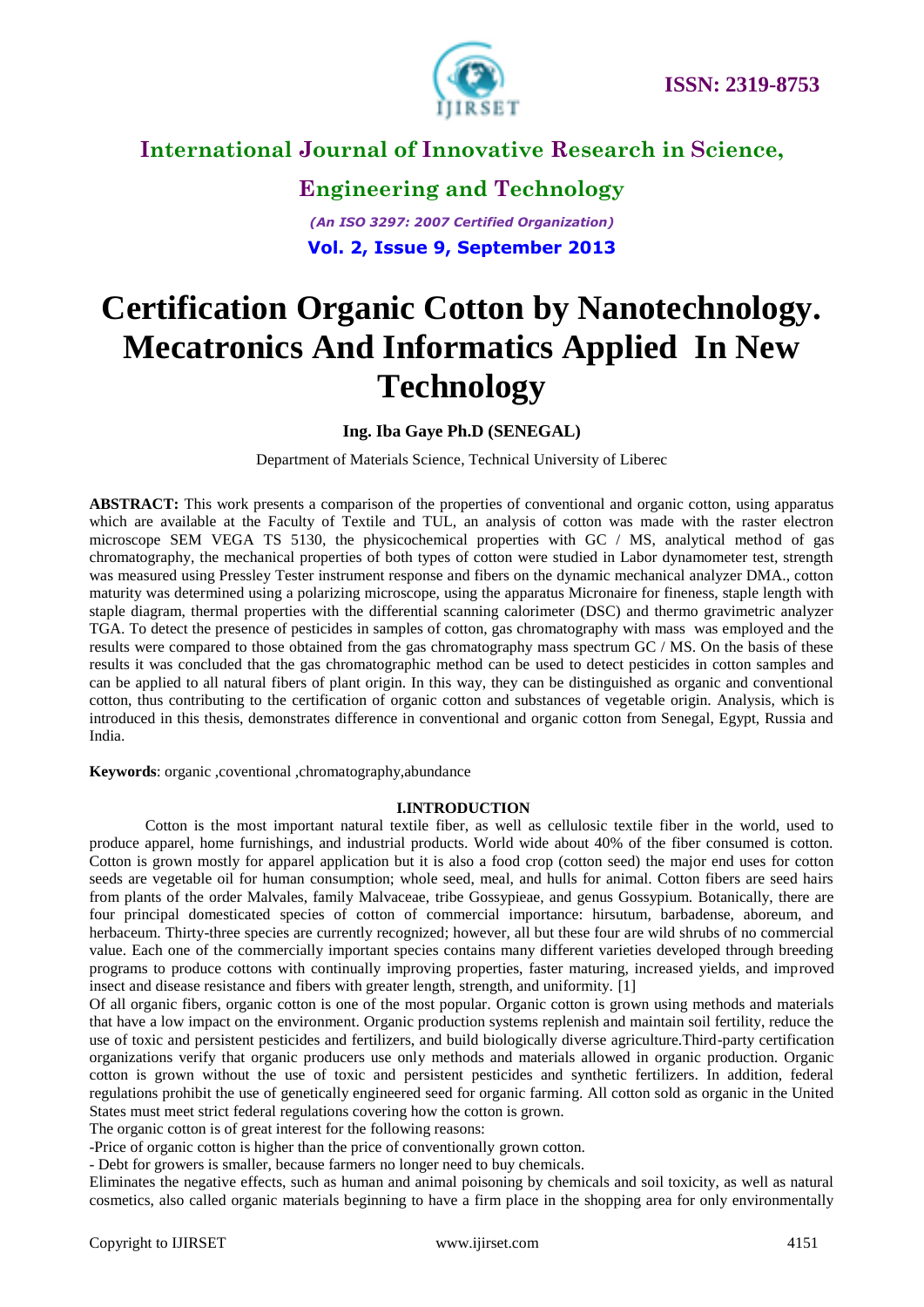# Certification Organic Cotton by Nanotechnology. Mecatronics And Informatics Applied In New Technology

**Ing. Iba Gaye Ph.D (SENEGAL)**

Department of Materials Science, Technical University of Liberec

**ABSTRACT:** This work presents a comparison of the properties of conventional and organic cotton, using apparatus which are available at the Faculty of Textile and TUL, an analysis of cotton was made with the raster electron microscope SEM VEGA TS 5130, the physicochemical properties with GC / MS, analytical method of gas chromatography, the mechanical properties of both types of cotton were studied in Labor dynamometer test, strength was measured using Pressley Tester instrument response and fibers on the dynamic mechanical analyzer DMA., cotton maturity was determined using a polarizing microscope, using the apparatus Micronaire for fineness, staple length with staple diagram, thermal properties with the differential scanning calorimeter (DSC) and thermo gravimetric analyzer TGA. To detect the presence of pesticides in samples of cotton, gas chromatography with mass was employed and the results were compared to those obtained from the gas chromatography mass spectrum GC / MS. On the basis of these results it was concluded that the gas chromatographic method can be used to detect pesticides in cotton samples and can be applied to all natural fibers of plant origin. In this way, they can be distinguished as organic and conventional cotton, thus contributing to the certification of organic cotton and substances of vegetable origin. Analysis, which is introduced in this thesis, demonstrates difference in conventional and organic cotton from Senegal, Egypt, Russia and India.

**Keywords**: organic ,coventional ,chromatography,abundance

## I.INTRODUCTION

Cotton is the most important natural textile fiber, as well as cellulosic textile fiber in the world, used to produce apparel, home furnishings, and industrial products. World wide about 40% of the fiber consumed is cotton. Cotton is grown mostly for apparel application but it is also a food crop (cotton seed) the major end uses for cotton seeds are vegetable oil for human consumption; whole seed, meal, and hulls for animal. Cotton fibers are seed hairs from plants of the order Malvales, family Malvaceae, tribe Gossypieae, and genus Gossypium. Botanically, there are four principal domesticated species of cotton of commercial importance: hirsutum, barbadense, aboreum, and herbaceum. Thirty-three species are currently recognized; however, all but these four are wild shrubs of no commercial value. Each one of the commercially important species contains many different varieties developed through breeding programs to produce cottons with continually improving properties, faster maturing, increased yields, and improved insect and disease resistance and fibers with greater length, strength, and uniformity. [1]

Of all organic fibers, organic cotton is one of the most popular. Organic cotton is grown using methods and materials that have a low impact on the environment. Organic production systems replenish and maintain soil fertility, reduce the use of toxic and persistent pesticides and fertilizers, and build biologically diverse agriculture.Third-party certification organizations verify that organic producers use only methods and materials allowed in organic production. Organic cotton is grown without the use of toxic and persistent pesticides and synthetic fertilizers. In addition, federal regulations prohibit the use of genetically engineered seed for organic farming. All cotton sold as organic in the United States must meet strict federal regulations covering how the cotton is grown.

The organic cotton is of great interest for the following reasons:

-Price of organic cotton is higher than the price of conventionally grown cotton.

- Debt for growers is smaller, because farmers no longer need to buy chemicals.

Eliminates the negative effects, such as human and animal poisoning by chemicals and soil toxicity, as well as natural cosmetics, also called organic materials beginning to have a firm place in the shopping area for only environmentally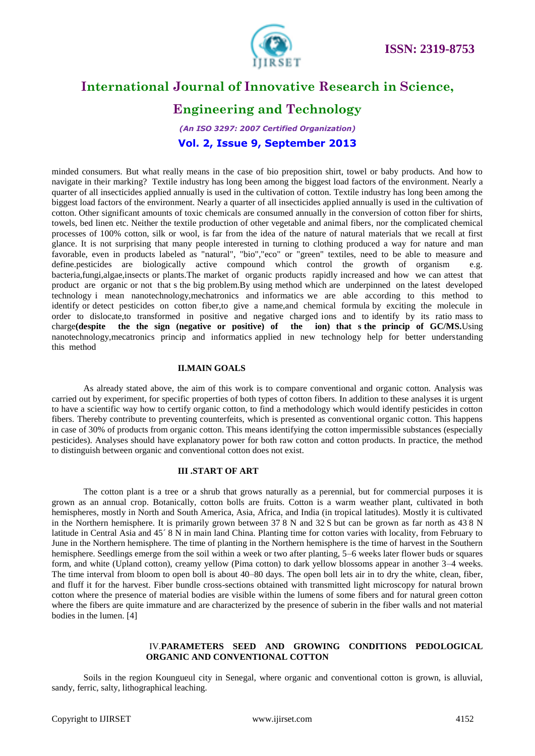minded consumers. But what really means in the case of bio preposition shirt, towel or baby products. And how to navigate in their marking? Textile industry has long been among the biggest load factors of the environment. Nearly a quarter of all insecticides applied annually is used in the cultivation of cotton. Textile industry has long been among the biggest load factors of the environment. Nearly a quarter of all insecticides applied annually is used in the cultivation of cotton. Other significant amounts of toxic chemicals are consumed annually in the conversion of cotton fiber for shirts, towels, bed linen etc. Neither the textile production of other vegetable and animal fibers, nor the complicated chemical processes of 100% cotton, silk or wool, is far from the idea of the nature of natural materials that we recall at first glance. It is not surprising that many people interested in turning to clothing produced a way for nature and man favorable, even in products labeled as "natural", "bio","eco" or "green" textiles, need to be able to measure and define.pesticides are biologically active compound which control the growth of organism e.g. bacteria,fungi,algae,insects or plants.The market of organic products rapidly increased and how we can attest that product are organic or not that s the big problem.By using method which are underpinned on the latest developed technology i mean nanotechnology,mechatronics and informatics we are able according to this method to identify or detect pesticides on cotton fiber,to give a name,and chemical formula by exciting the molecule in order to dislocate,to transformed in positive and negative charged ions and to identify by its ratio mass to charge**(despite the the sign (negative or positive) of the ion) that s the princip of GC/MS.**Using nanotechnology,mecatronics princip and informatics applied in new technology help for better understanding this method

## II.MAIN GOALS

As already stated above, the aim of this work is to compare conventional and organic cotton. Analysis was carried out by experiment, for specific properties of both types of cotton fibers. In addition to these analyses it is urgent to have a scientific way how to certify organic cotton, to find a methodology which would identify pesticides in cotton fibers. Thereby contribute to preventing counterfeits, which is presented as conventional organic cotton. This happens in case of 30% of products from organic cotton. This means identifying the cotton impermissible substances (especially pesticides). Analyses should have explanatory power for both raw cotton and cotton products. In practice, the method to distinguish between organic and conventional cotton does not exist.

## III .START OF ART

The cotton plant is a tree or a shrub that grows naturally as a perennial, but for commercial purposes it is grown as an annual crop. Botanically, cotton bolls are fruits. Cotton is a warm weather plant, cultivated in both hemispheres, mostly in North and South America, Asia, Africa, and India (in tropical latitudes). Mostly it is cultivated in the Northern hemisphere. It is primarily grown between 37́ 8 N and 32́ S but can be grown as far north as 43́ 8 N latitude in Central Asia and 45´ 8 N in main land China. Planting time for cotton varies with locality, from February to June in the Northern hemisphere. The time of planting in the Northern hemisphere is the time of harvest in the Southern hemisphere. Seedlings emerge from the soil within a week or two after planting, 5–6 weeks later flower buds or squares form, and white (Upland cotton), creamy yellow (Pima cotton) to dark yellow blossoms appear in another 3–4 weeks. The time interval from bloom to open boll is about 40–80 days. The open boll lets air in to dry the white, clean, fiber, and fluff it for the harvest. Fiber bundle cross-sections obtained with transmitted light microscopy for natural brown cotton where the presence of material bodies are visible within the lumens of some fibers and for natural green cotton where the fibers are quite immature and are characterized by the presence of suberin in the fiber walls and not material bodies in the lumen. [4]

## IV.PARAMETERS SEED AND GROWING CONDITIONS PEDOLOGICAL ORGANIC AND CONVENTIONAL COTTON

Soils in the region Koungueul city in Senegal, where organic and conventional cotton is grown, is alluvial, sandy, ferric, salty, lithographical leaching.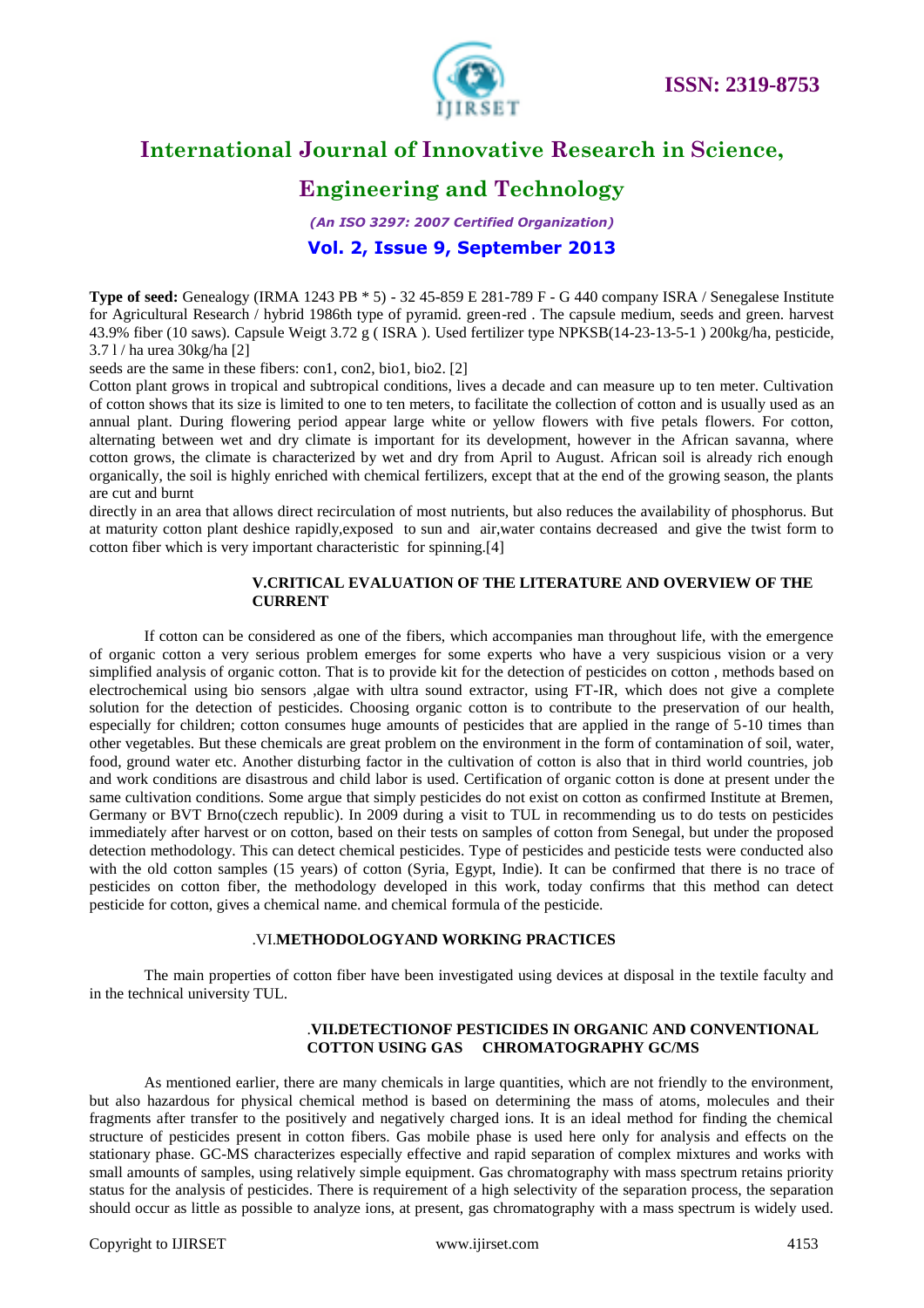**Type of seed:** Genealogy (IRMA 1243 PB * 5) - 32 45-859 E 281-789 F - G 440 company ISRA / Senegalese Institute for Agricultural Research / hybrid 1986th type of pyramid. green-red . The capsule medium, seeds and green. harvest 43.9% fiber (10 saws). Capsule Weigt 3.72 g ( ISRA ). Used fertilizer type NPKSB(14-23-13-5-1 ) 200kg/ha, pesticide, 3.7 l / ha urea 30kg/ha [2]

seeds are the same in these fibers: con1, con2, bio1, bio2. [2]

Cotton plant grows in tropical and subtropical conditions, lives a decade and can measure up to ten meter. Cultivation of cotton shows that its size is limited to one to ten meters, to facilitate the collection of cotton and is usually used as an annual plant. During flowering period appear large white or yellow flowers with five petals flowers. For cotton, alternating between wet and dry climate is important for its development, however in the African savanna, where cotton grows, the climate is characterized by wet and dry from April to August. African soil is already rich enough organically, the soil is highly enriched with chemical fertilizers, except that at the end of the growing season, the plants are cut and burnt

directly in an area that allows direct recirculation of most nutrients, but also reduces the availability of phosphorus. But at maturity cotton plant deshice rapidly,exposed to sun and air,water contains decreased and give the twist form to cotton fiber which is very important characteristic for spinning.[4]

## V.CRITICAL EVALUATION OF THE LITERATURE AND OVERVIEW OF THE CURRENT

If cotton can be considered as one of the fibers, which accompanies man throughout life, with the emergence of organic cotton a very serious problem emerges for some experts who have a very suspicious vision or a very simplified analysis of organic cotton. That is to provide kit for the detection of pesticides on cotton , methods based on electrochemical using bio sensors ,algae with ultra sound extractor, using FT-IR, which does not give a complete solution for the detection of pesticides. Choosing organic cotton is to contribute to the preservation of our health, especially for children; cotton consumes huge amounts of pesticides that are applied in the range of 5-10 times than other vegetables. But these chemicals are great problem on the environment in the form of contamination of soil, water, food, ground water etc. Another disturbing factor in the cultivation of cotton is also that in third world countries, job and work conditions are disastrous and child labor is used. Certification of organic cotton is done at present under the same cultivation conditions. Some argue that simply pesticides do not exist on cotton as confirmed Institute at Bremen, Germany or BVT Brno(czech republic). In 2009 during a visit to TUL in recommending us to do tests on pesticides immediately after harvest or on cotton, based on their tests on samples of cotton from Senegal, but under the proposed detection methodology. This can detect chemical pesticides. Type of pesticides and pesticide tests were conducted also with the old cotton samples (15 years) of cotton (Syria, Egypt, Indie). It can be confirmed that there is no trace of pesticides on cotton fiber, the methodology developed in this work, today confirms that this method can detect pesticide for cotton, gives a chemical name. and chemical formula of the pesticide.

## .VI.METHODOLOGYAND WORKING PRACTICES

The main properties of cotton fiber have been investigated using devices at disposal in the textile faculty and in the technical university TUL.

## .VII.DETECTIONOF PESTICIDES IN ORGANIC AND CONVENTIONAL COTTON USING GAS CHROMATOGRAPHY GC/MS

As mentioned earlier, there are many chemicals in large quantities, which are not friendly to the environment, but also hazardous for physical chemical method is based on determining the mass of atoms, molecules and their fragments after transfer to the positively and negatively charged ions. It is an ideal method for finding the chemical structure of pesticides present in cotton fibers. Gas mobile phase is used here only for analysis and effects on the stationary phase. GC-MS characterizes especially effective and rapid separation of complex mixtures and works with small amounts of samples, using relatively simple equipment. Gas chromatography with mass spectrum retains priority status for the analysis of pesticides. There is requirement of a high selectivity of the separation process, the separation should occur as little as possible to analyze ions, at present, gas chromatography with a mass spectrum is widely used.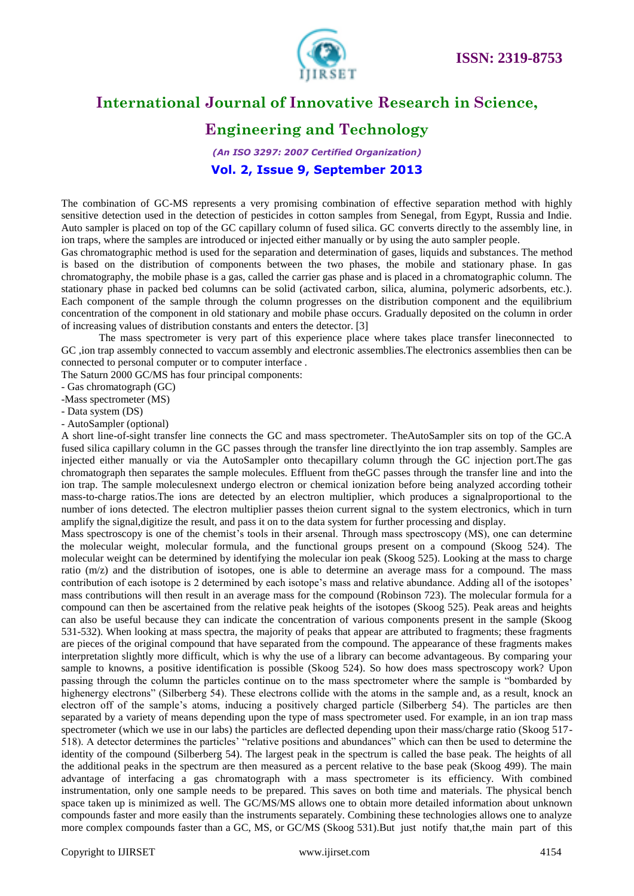The combination of GC-MS represents a very promising combination of effective separation method with highly sensitive detection used in the detection of pesticides in cotton samples from Senegal, from Egypt, Russia and Indie. Auto sampler is placed on top of the GC capillary column of fused silica. GC converts directly to the assembly line, in ion traps, where the samples are introduced or injected either manually or by using the auto sampler people.

Gas chromatographic method is used for the separation and determination of gases, liquids and substances. The method is based on the distribution of components between the two phases, the mobile and stationary phase. In gas chromatography, the mobile phase is a gas, called the carrier gas phase and is placed in a chromatographic column. The stationary phase in packed bed columns can be solid (activated carbon, silica, alumina, polymeric adsorbents, etc.). Each component of the sample through the column progresses on the distribution component and the equilibrium concentration of the component in old stationary and mobile phase occurs. Gradually deposited on the column in order of increasing values of distribution constants and enters the detector. [3]

The mass spectrometer is very part of this experience place where takes place transfer lineconnected to GC ,ion trap assembly connected to vaccum assembly and electronic assemblies.The electronics assemblies then can be connected to personal computer or to computer interface .

The Saturn 2000 GC/MS has four principal components:

- Gas chromatograph (GC)
- Mass spectrometer (MS)
- Data system (DS)
- AutoSampler (optional)

A short line-of-sight transfer line connects the GC and mass spectrometer. TheAutoSampler sits on top of the GC.A fused silica capillary column in the GC passes through the transfer line directlyinto the ion trap assembly. Samples are injected either manually or via the AutoSampler onto thecapillary column through the GC injection port.The gas chromatograph then separates the sample molecules. Effluent from theGC passes through the transfer line and into the ion trap. The sample moleculesnext undergo electron or chemical ionization before being analyzed according totheir mass-to-charge ratios.The ions are detected by an electron multiplier, which produces a signalproportional to the number of ions detected. The electron multiplier passes theion current signal to the system electronics, which in turn amplify the signal,digitize the result, and pass it on to the data system for further processing and display.

Mass spectroscopy is one of the chemist's tools in their arsenal. Through mass spectroscopy (MS), one can determine the molecular weight, molecular formula, and the functional groups present on a compound (Skoog 524). The molecular weight can be determined by identifying the molecular ion peak (Skoog 525). Looking at the mass to charge ratio (m/z) and the distribution of isotopes, one is able to determine an average mass for a compound. The mass contribution of each isotope is 2 determined by each isotope's mass and relative abundance. Adding all of the isotopes' mass contributions will then result in an average mass for the compound (Robinson 723). The molecular formula for a compound can then be ascertained from the relative peak heights of the isotopes (Skoog 525). Peak areas and heights can also be useful because they can indicate the concentration of various components present in the sample (Skoog 531-532). When looking at mass spectra, the majority of peaks that appear are attributed to fragments; these fragments are pieces of the original compound that have separated from the compound. The appearance of these fragments makes interpretation slightly more difficult, which is why the use of a library can become advantageous. By comparing your sample to knowns, a positive identification is possible (Skoog 524). So how does mass spectroscopy work? Upon passing through the column the particles continue on to the mass spectrometer where the sample is "bombarded by highenergy electrons" (Silberberg 54). These electrons collide with the atoms in the sample and, as a result, knock an electron off of the sample's atoms, inducing a positively charged particle (Silberberg 54). The particles are then separated by a variety of means depending upon the type of mass spectrometer used. For example, in an ion trap mass spectrometer (which we use in our labs) the particles are deflected depending upon their mass/charge ratio (Skoog 517-518). A detector determines the particles' "relative positions and abundances" which can then be used to determine the identity of the compound (Silberberg 54). The largest peak in the spectrum is called the base peak. The heights of all the additional peaks in the spectrum are then measured as a percent relative to the base peak (Skoog 499). The main advantage of interfacing a gas chromatograph with a mass spectrometer is its efficiency. With combined instrumentation, only one sample needs to be prepared. This saves on both time and materials. The physical bench space taken up is minimized as well. The GC/MS/MS allows one to obtain more detailed information about unknown compounds faster and more easily than the instruments separately. Combining these technologies allows one to analyze more complex compounds faster than a GC, MS, or GC/MS (Skoog 531).But just notify that,the main part of this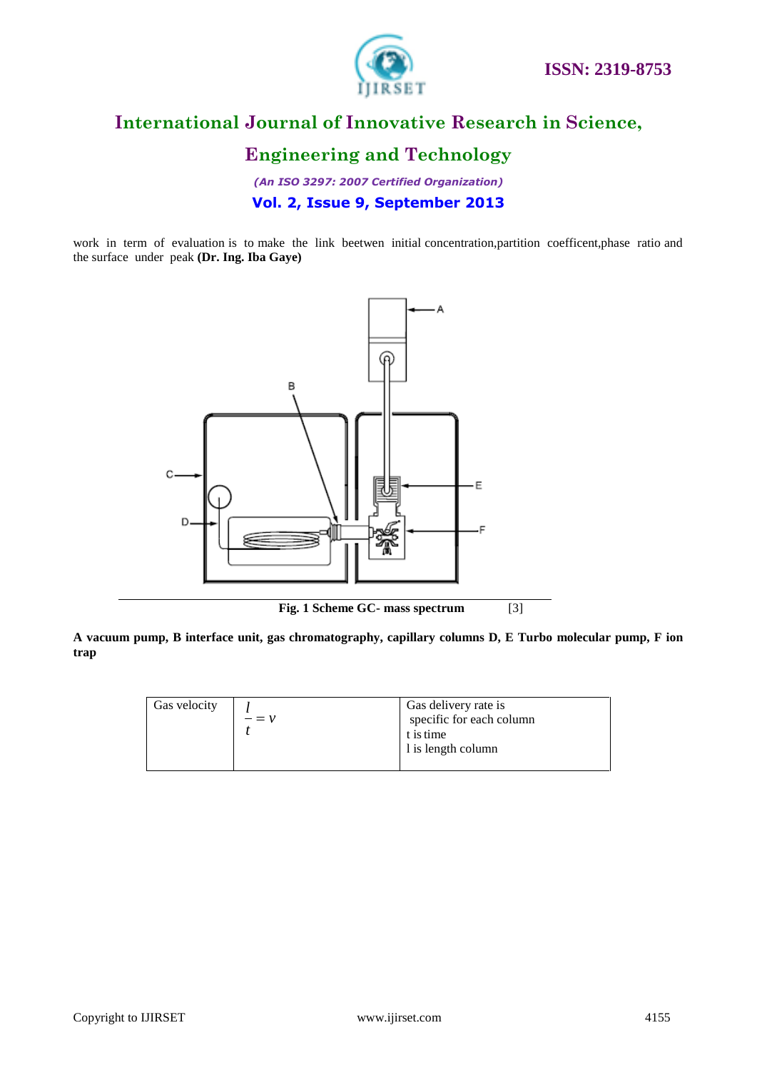work in term of evaluation is to make the link beetwen initial concentration,partition coefficent,phase ratio and the surface under peak **(Dr. Ing. Iba Gaye)**

**Fig. 1 Scheme GC- mass spectrum** [3]

**A vacuum pump, B interface unit, gas chromatography, capillary columns D, E Turbo molecular pump, F ion trap**

| Gas velocity | $\frac{l}{t} = v$ | Gas delivery rate is specific for each column<br>t is time<br>l is length column |
|---|---|---|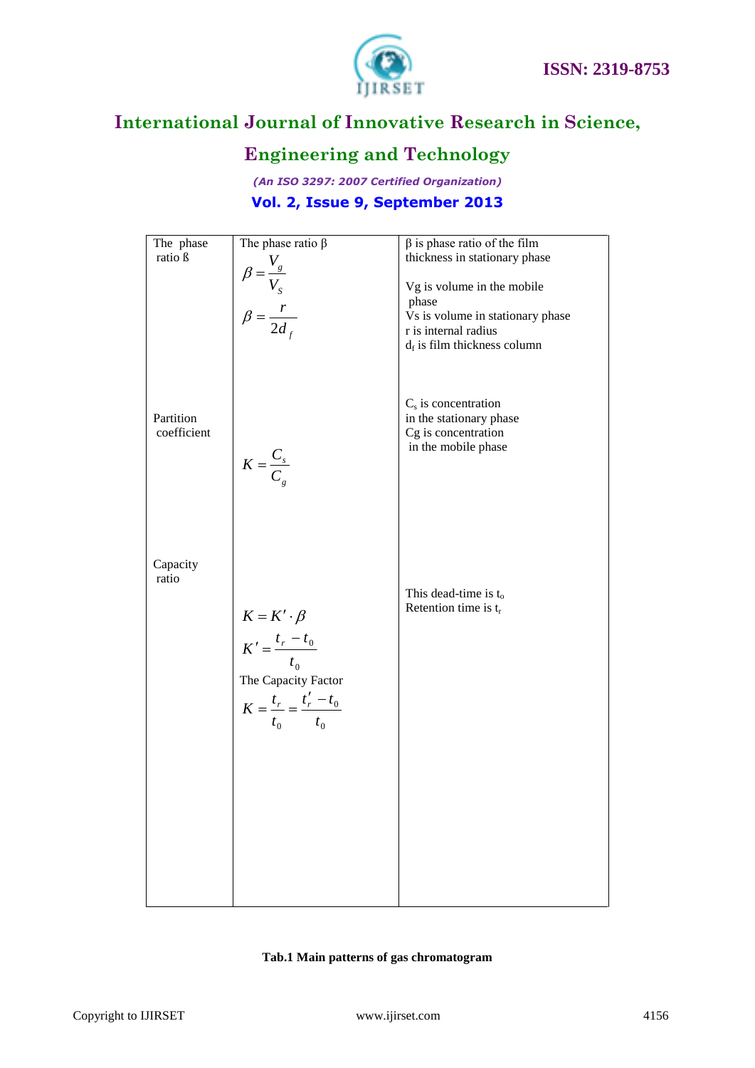| The phase ratio ß | The phase ratio β $\beta = \frac{V_g}{V_S}$ $\beta = \frac{r}{2d_f}$ | β is phase ratio of the film thickness in stationary phase<br>Vg is volume in the mobile phase<br>Vs is volume in stationary phase<br>r is internal radius<br>$d_f$ is film thickness column |
|---|---|---|
| Partition coefficient | $K = \frac{C_s}{C_g}$ | $C_s$ is concentration in the stationary phase<br>Cg is concentration in the mobile phase |
| Capacity ratio | $K = K' \cdot \beta$<br>$K' = \frac{t_r - t_0}{t_0}$<br>The Capacity Factor<br>$K = \frac{t_r}{t_0} = \frac{t_r' - t_0}{t_0}$ | This dead-time is $t_o$<br>Retention time is $t_r$ |

**Tab.1 Main patterns of gas chromatogram**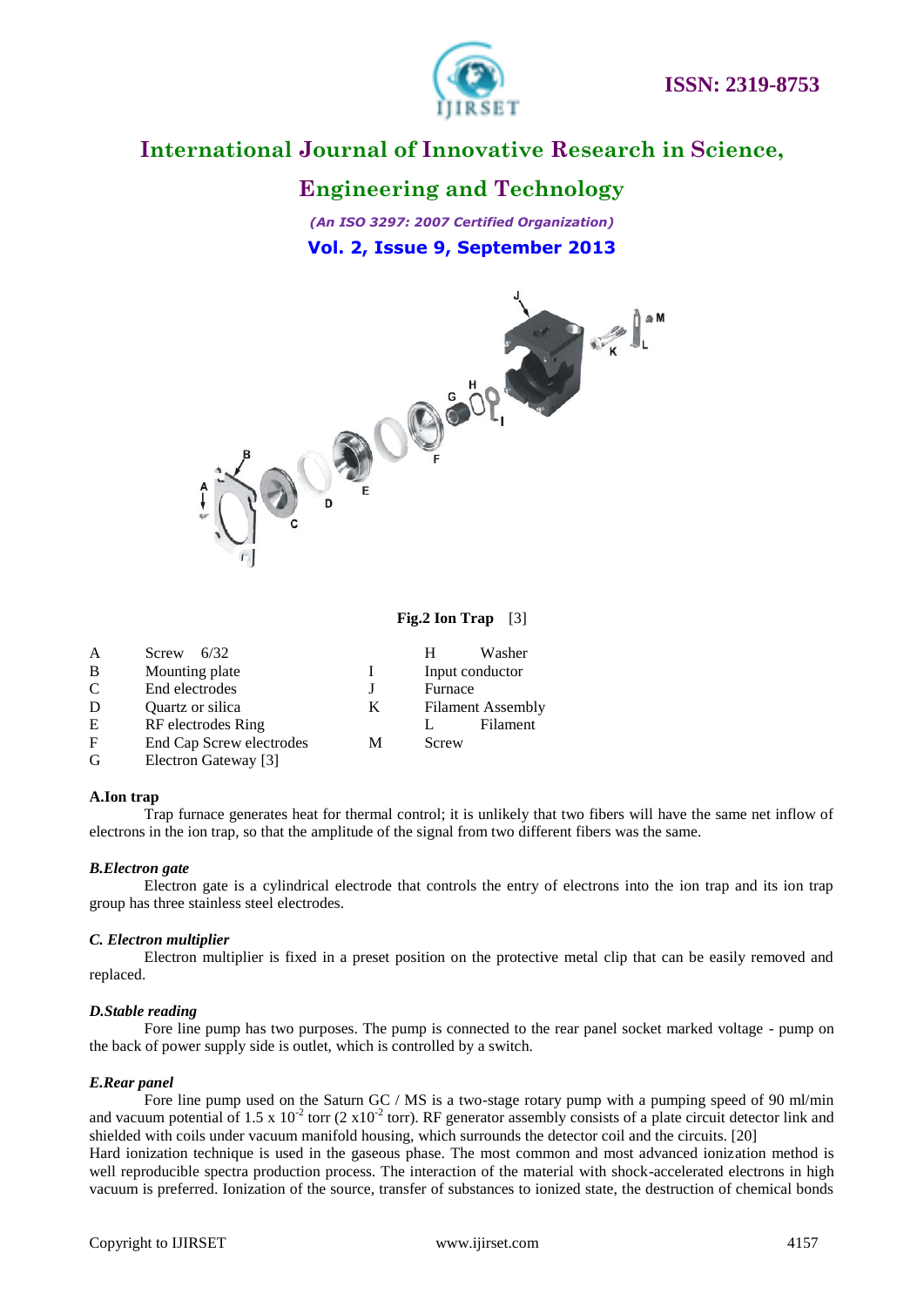**Fig.2 Ion Trap** [3]

| | | | |
|---|---|---|---|
| A | Screw 6/32 | H | Washer |
| B | Mounting plate | I | Input conductor |
| C | End electrodes | J | Furnace |
| D | Quartz or silica | K | Filament Assembly |
| E | RF electrodes Ring | L | Filament |
| F | End Cap Screw electrodes | M | Screw |
| G | Electron Gateway [3] | | |

### A.Ion trap

Trap furnace generates heat for thermal control; it is unlikely that two fibers will have the same net inflow of electrons in the ion trap, so that the amplitude of the signal from two different fibers was the same.

### *B.Electron gate*

Electron gate is a cylindrical electrode that controls the entry of electrons into the ion trap and its ion trap group has three stainless steel electrodes.

### *C. Electron multiplier*

Electron multiplier is fixed in a preset position on the protective metal clip that can be easily removed and replaced.

### *D.Stable reading*

Fore line pump has two purposes. The pump is connected to the rear panel socket marked voltage - pump on the back of power supply side is outlet, which is controlled by a switch.

### *E.Rear panel*

Fore line pump used on the Saturn GC / MS is a two-stage rotary pump with a pumping speed of 90 ml/min and vacuum potential of 1.5 x $10^{-2}$ torr (2 x$10^{-2}$ torr). RF generator assembly consists of a plate circuit detector link and shielded with coils under vacuum manifold housing, which surrounds the detector coil and the circuits. [20]

Hard ionization technique is used in the gaseous phase. The most common and most advanced ionization method is well reproducible spectra production process. The interaction of the material with shock-accelerated electrons in high vacuum is preferred. Ionization of the source, transfer of substances to ionized state, the destruction of chemical bonds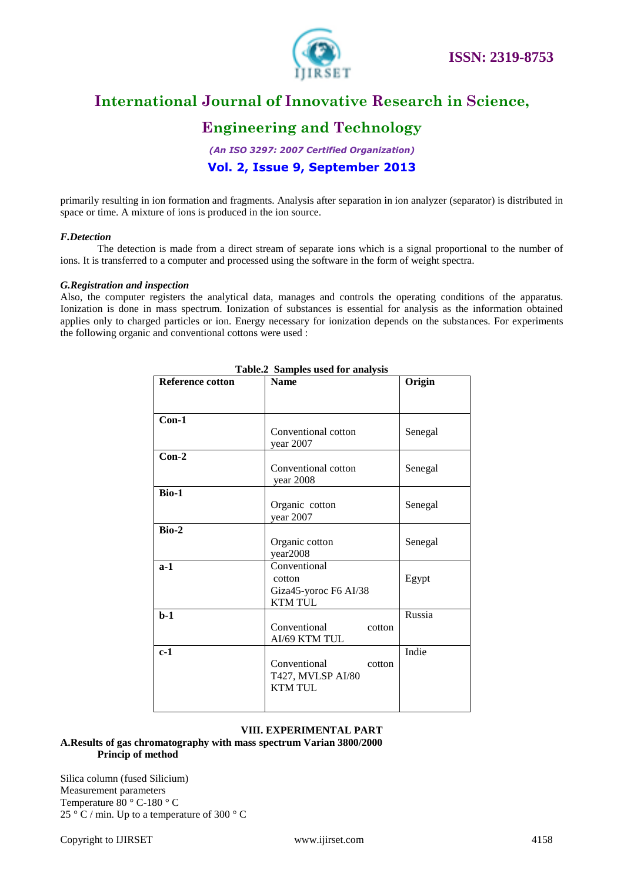primarily resulting in ion formation and fragments. Analysis after separation in ion analyzer (separator) is distributed in space or time. A mixture of ions is produced in the ion source.

***F.Detection***

The detection is made from a direct stream of separate ions which is a signal proportional to the number of ions. It is transferred to a computer and processed using the software in the form of weight spectra.

***G.Registration and inspection***

Also, the computer registers the analytical data, manages and controls the operating conditions of the apparatus. Ionization is done in mass spectrum. Ionization of substances is essential for analysis as the information obtained applies only to charged particles or ion. Energy necessary for ionization depends on the substances. For experiments the following organic and conventional cottons were used :

**Table.2 Samples used for analysis**

| **Reference cotton** | **Name** | **Origin** |
|---|---|---|
| **Con-1** | Conventional cotton year 2007 | Senegal |
| **Con-2** | Conventional cotton year 2008 | Senegal |
| **Bio-1** | Organic cotton year 2007 | Senegal |
| **Bio-2** | Organic cotton year2008 | Senegal |
| **a-1** | Conventional cotton Giza45-yoroc F6 AI/38 KTM TUL | Egypt |
| **b-1** | Conventional cotton AI/69 KTM TUL | Russia |
| **c-1** | Conventional cotton T427, MVLSP AI/80 KTM TUL | Indie |

## VIII. EXPERIMENTAL PART

### A.Results of gas chromatography with mass spectrum Varian 3800/2000

**Princip of method**

Silica column (fused Silicium)  
Measurement parameters  
Temperature 80 ° C-180 ° C  
25 ° C / min. Up to a temperature of 300 ° C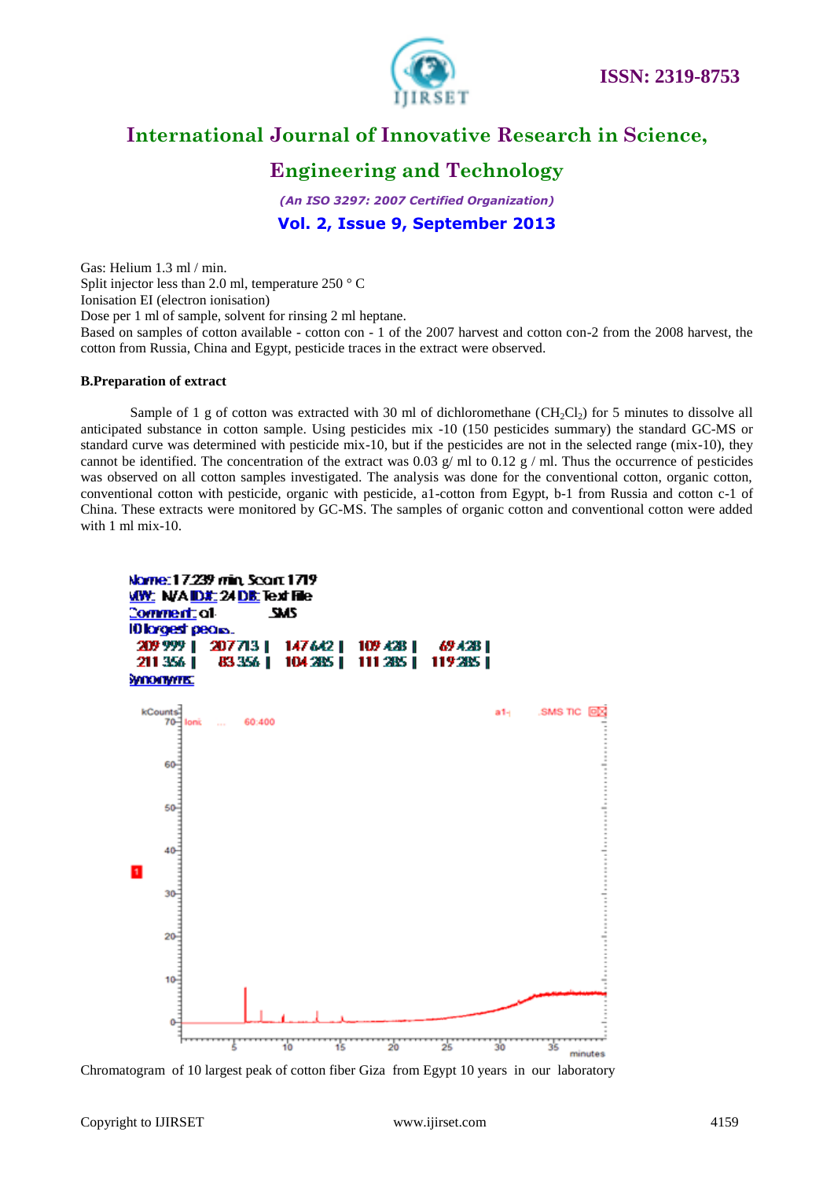Gas: Helium 1.3 ml / min.
Split injector less than 2.0 ml, temperature 250 ° C
Ionisation EI (electron ionisation)
Dose per 1 ml of sample, solvent for rinsing 2 ml heptane.
Based on samples of cotton available - cotton con - 1 of the 2007 harvest and cotton con-2 from the 2008 harvest, the cotton from Russia, China and Egypt, pesticide traces in the extract were observed.

#### B.Preparation of extract

Sample of 1 g of cotton was extracted with 30 ml of dichloromethane ($CH_2Cl_2$) for 5 minutes to dissolve all anticipated substance in cotton sample. Using pesticides mix -10 (150 pesticides summary) the standard GC-MS or standard curve was determined with pesticide mix-10, but if the pesticides are not in the selected range (mix-10), they cannot be identified. The concentration of the extract was 0.03 g/ ml to 0.12 g / ml. Thus the occurrence of pesticides was observed on all cotton samples investigated. The analysis was done for the conventional cotton, organic cotton, conventional cotton with pesticide, organic with pesticide, a1-cotton from Egypt, b-1 from Russia and cotton c-1 of China. These extracts were monitored by GC-MS. The samples of organic cotton and conventional cotton were added with 1 ml mix-10.

Name: 17.239 min, Scan: 1719
MW: N/A ID#: 24 DB: Text File
Comment: a1 .SMS
10 largest peaks:

| 209 999 | 207 713 | 147 642 | 109 428 | 69 428 |
|---|---|---|---|---|
| 211 356 | 83 356 | 104 285 | 111 285 | 119 285 |

Synonyms:

Chromatogram of 10 largest peak of cotton fiber Giza from Egypt 10 years in our laboratory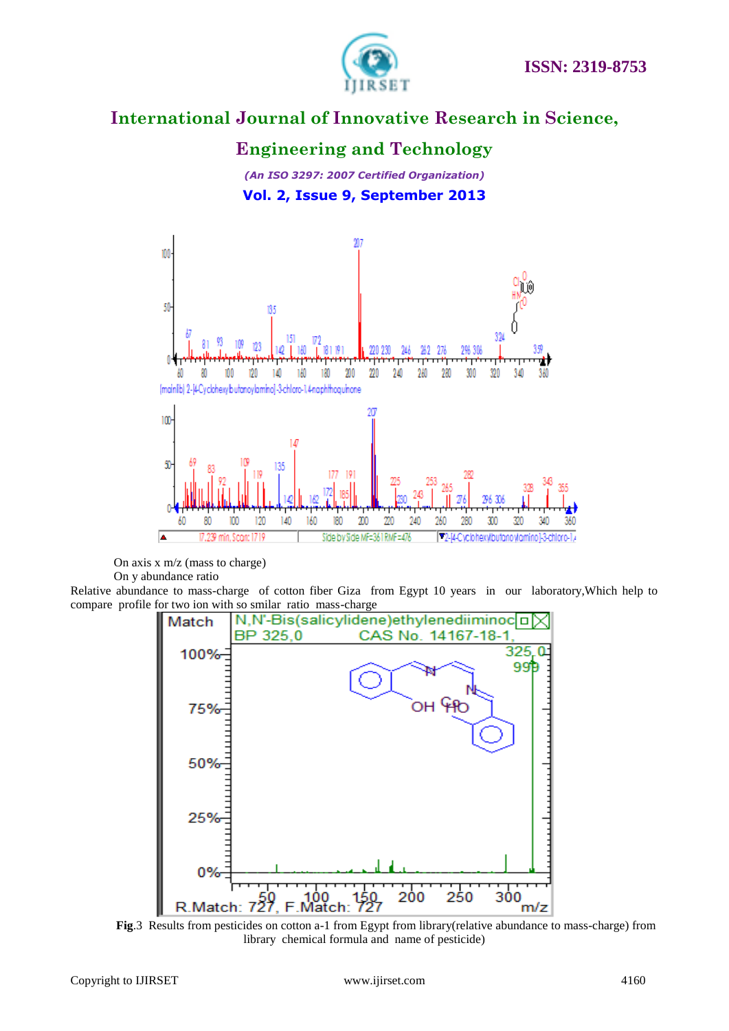On axis x m/z (mass to charge)

On y abundance ratio

Relative abundance to mass-charge of cotton fiber Giza from Egypt 10 years in our laboratory,Which help to compare profile for two ion with so smilar ratio mass-charge

**Fig**.3 Results from pesticides on cotton a-1 from Egypt from library(relative abundance to mass-charge) from library chemical formula and name of pesticide)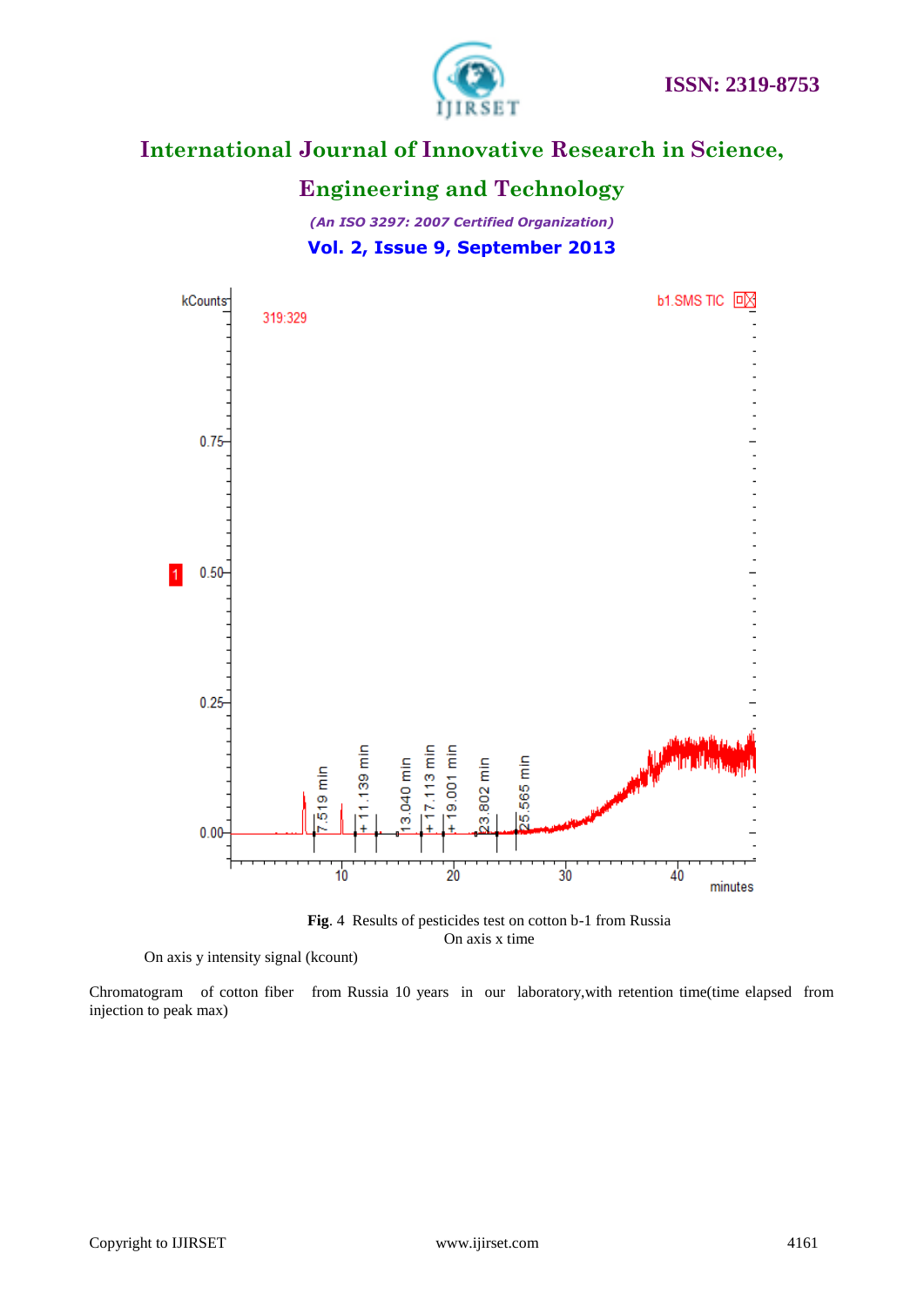**Fig**. 4 Results of pesticides test on cotton b-1 from Russia
On axis x time

On axis y intensity signal (kcount)

Chromatogram of cotton fiber from Russia 10 years in our laboratory,with retention time(time elapsed from injection to peak max)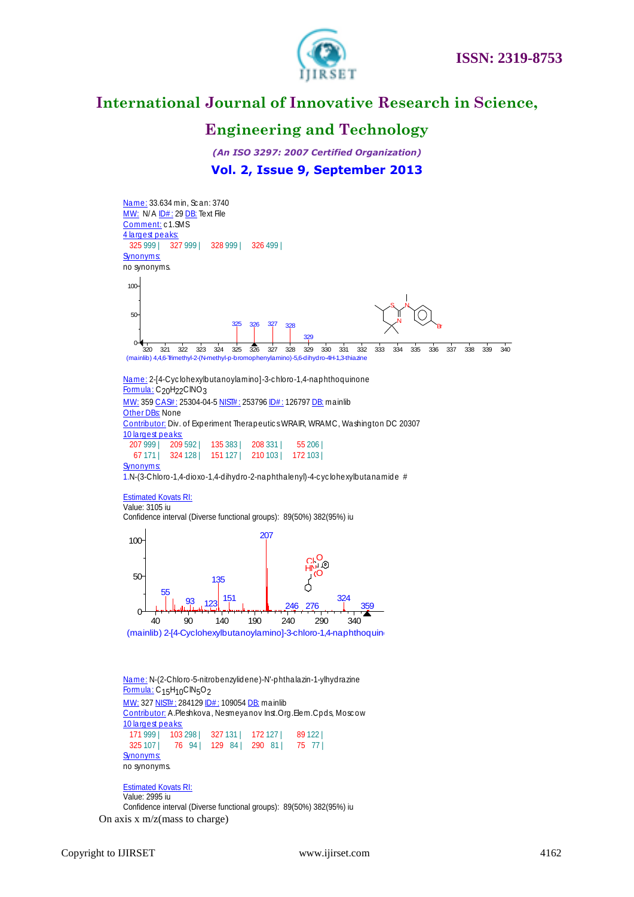Name: 33.634 min, Scan: 3740
MW: N/A ID#: 29 DB: Text File
Comment: c1.SMS
4 largest peaks:
325 999 | 327 999 | 328 999 | 326 499 |
Synonyms:
no synonyms.

(mainlib) 4,4,6-Trimethyl-2-(N-methyl-p-bromophenylamino)-5,6-dihydro-4H-1,3-thiazine

Name: 2-[4-Cyclohexylbutanoylamino]-3-chloro-1,4-naphthoquinone
Formula: $C_{20}H_{22}ClNO_3$
MW: 359 CAS#: 25304-04-5 NIST#: 253796 ID#: 126797 DB: mainlib
Other DBs: None
Contributor: Div. of Experiment Therapeutics WRAIR, WRAMC, Washington DC 20307
10 largest peaks:
207 999 | 209 592 | 135 383 | 208 331 | 55 206 |
67 171 | 324 128 | 151 127 | 210 103 | 172 103 |
Synonyms:
1.N-(3-Chloro-1,4-dioxo-1,4-dihydro-2-naphthalenyl)-4-cyclohexylbutanamide #

Estimated Kovats RI:
Value: 3105 iu
Confidence interval (Diverse functional groups): 89(50%) 382(95%) iu

(mainlib) 2-[4-Cyclohexylbutanoylamino]-3-chloro-1,4-naphthoquin

Name: N-(2-Chloro-5-nitrobenzylidene)-N'-phthalazin-1-ylhydrazine
Formula: $C_{15}H_{10}ClN_5O_2$
MW: 327 NIST#: 284129 ID#: 109054 DB: mainlib
Contributor: A.Pleshkova, Nesmeyanov Inst.Org.Elem.Cpds, Moscow
10 largest peaks:
171 999 | 103 298 | 327 131 | 172 127 | 89 122 |
325 107 | 76 94 | 129 84 | 290 81 | 75 77 |
Synonyms:
no synonyms.

Estimated Kovats RI:
Value: 2995 iu
Confidence interval (Diverse functional groups): 89(50%) 382(95%) iu

On axis x m/z(mass to charge)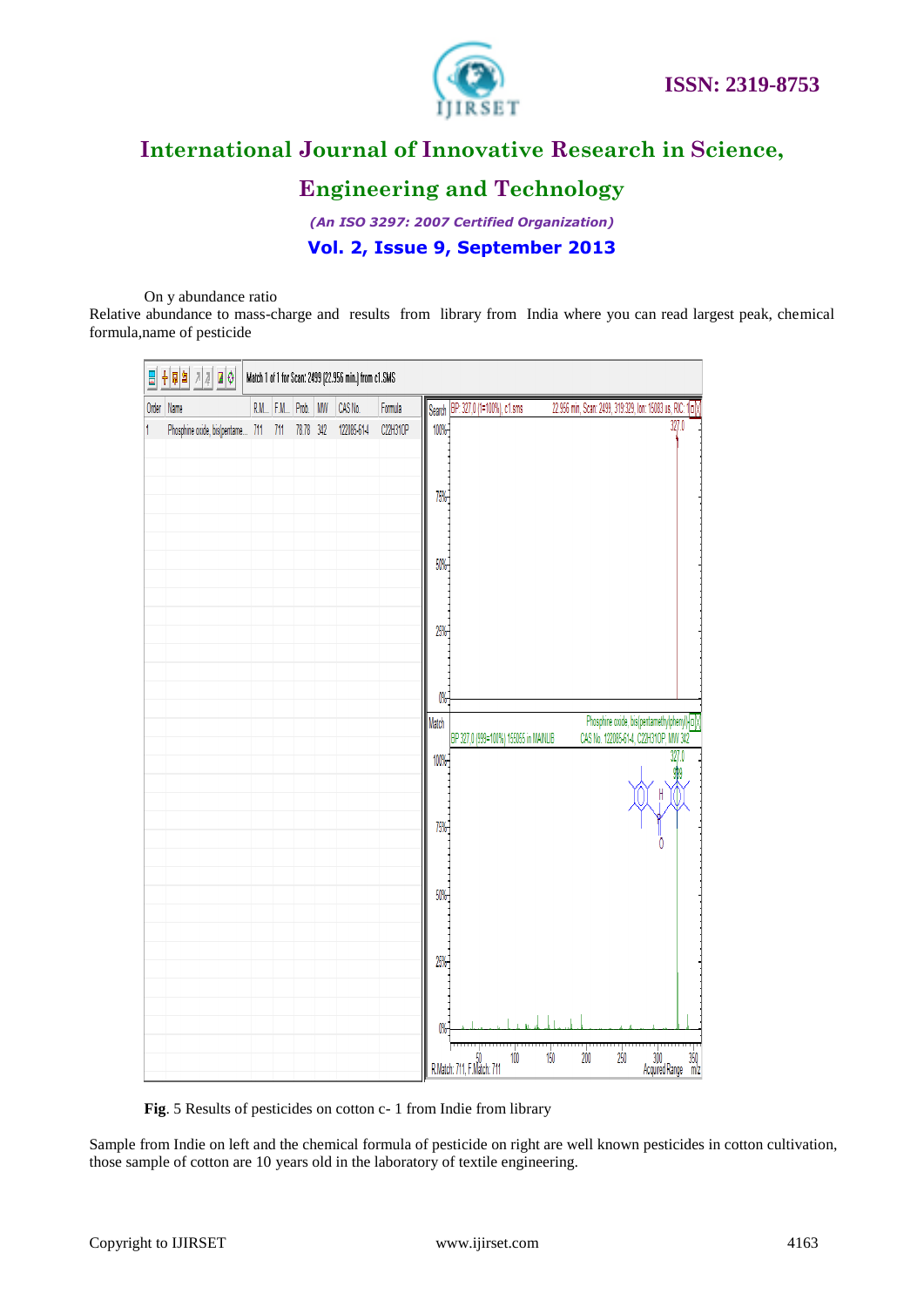On y abundance ratio

Relative abundance to mass-charge and results from library from India where you can read largest peak, chemical formula,name of pesticide

**Fig**. 5 Results of pesticides on cotton c- 1 from Indie from library

Sample from Indie on left and the chemical formula of pesticide on right are well known pesticides in cotton cultivation, those sample of cotton are 10 years old in the laboratory of textile engineering.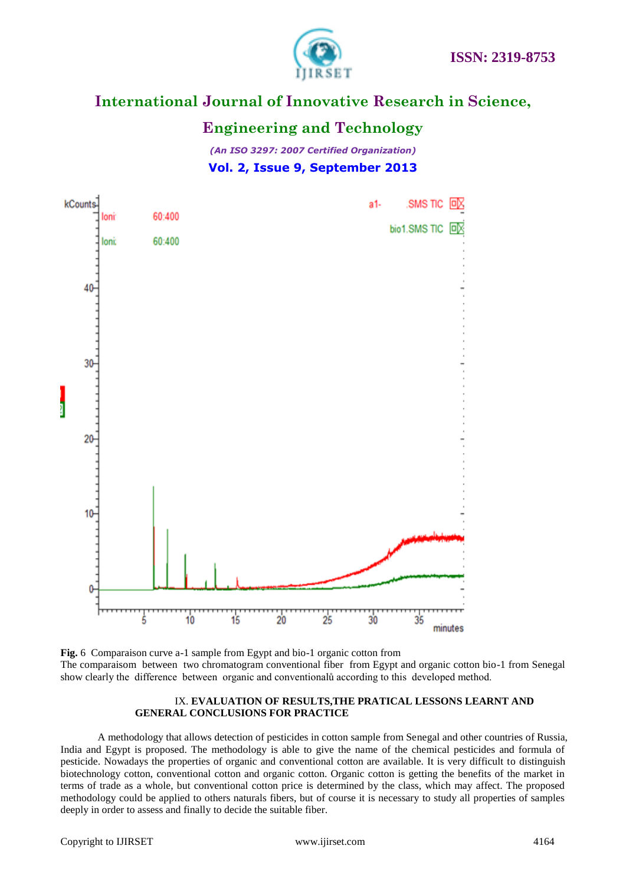**Fig.** 6 Comparaison curve a-1 sample from Egypt and bio-1 organic cotton from
The comparaisom between two chromatogram conventional fiber from Egypt and organic cotton bio-1 from Senegal show clearly the difference between organic and conventionalů according to this developed method.

## IX. EVALUATION OF RESULTS,THE PRATICAL LESSONS LEARNT AND GENERAL CONCLUSIONS FOR PRACTICE

A methodology that allows detection of pesticides in cotton sample from Senegal and other countries of Russia, India and Egypt is proposed. The methodology is able to give the name of the chemical pesticides and formula of pesticide. Nowadays the properties of organic and conventional cotton are available. It is very difficult to distinguish biotechnology cotton, conventional cotton and organic cotton. Organic cotton is getting the benefits of the market in terms of trade as a whole, but conventional cotton price is determined by the class, which may affect. The proposed methodology could be applied to others naturals fibers, but of course it is necessary to study all properties of samples deeply in order to assess and finally to decide the suitable fiber.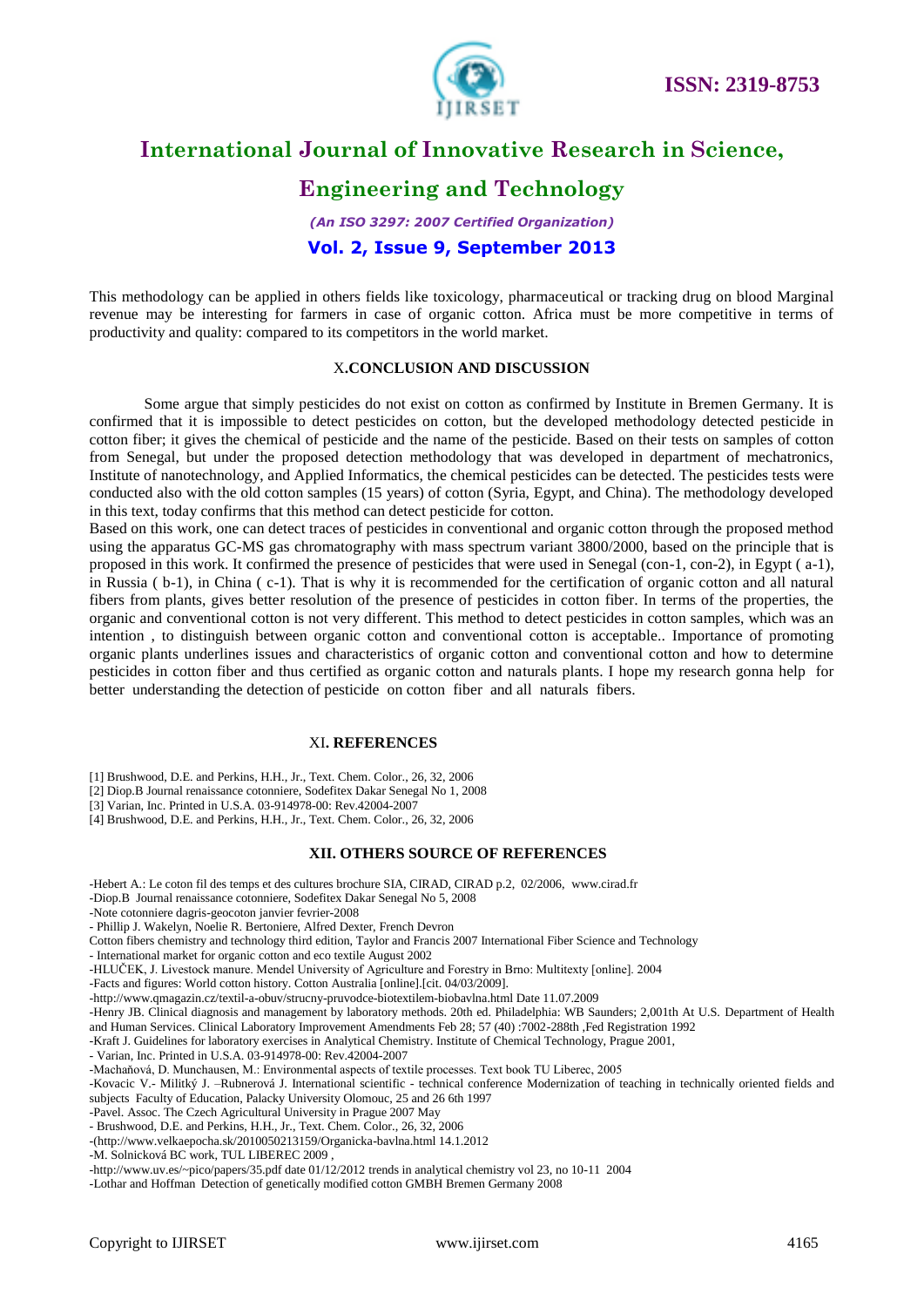This methodology can be applied in others fields like toxicology, pharmaceutical or tracking drug on blood Marginal revenue may be interesting for farmers in case of organic cotton. Africa must be more competitive in terms of productivity and quality: compared to its competitors in the world market.

## X. CONCLUSION AND DISCUSSION

Some argue that simply pesticides do not exist on cotton as confirmed by Institute in Bremen Germany. It is confirmed that it is impossible to detect pesticides on cotton, but the developed methodology detected pesticide in cotton fiber; it gives the chemical of pesticide and the name of the pesticide. Based on their tests on samples of cotton from Senegal, but under the proposed detection methodology that was developed in department of mechatronics, Institute of nanotechnology, and Applied Informatics, the chemical pesticides can be detected. The pesticides tests were conducted also with the old cotton samples (15 years) of cotton (Syria, Egypt, and China). The methodology developed in this text, today confirms that this method can detect pesticide for cotton.

Based on this work, one can detect traces of pesticides in conventional and organic cotton through the proposed method using the apparatus GC-MS gas chromatography with mass spectrum variant 3800/2000, based on the principle that is proposed in this work. It confirmed the presence of pesticides that were used in Senegal (con-1, con-2), in Egypt ( a-1), in Russia ( b-1), in China ( c-1). That is why it is recommended for the certification of organic cotton and all natural fibers from plants, gives better resolution of the presence of pesticides in cotton fiber. In terms of the properties, the organic and conventional cotton is not very different. This method to detect pesticides in cotton samples, which was an intention , to distinguish between organic cotton and conventional cotton is acceptable.. Importance of promoting organic plants underlines issues and characteristics of organic cotton and conventional cotton and how to determine pesticides in cotton fiber and thus certified as organic cotton and naturals plants. I hope my research gonna help for better understanding the detection of pesticide on cotton fiber and all naturals fibers.

## XI. REFERENCES

[1] Brushwood, D.E. and Perkins, H.H., Jr., Text. Chem. Color., 26, 32, 2006
[2] Diop.B Journal renaissance cotonniere, Sodefitex Dakar Senegal No 1, 2008
[3] Varian, Inc. Printed in U.S.A. 03-914978-00: Rev.42004-2007
[4] Brushwood, D.E. and Perkins, H.H., Jr., Text. Chem. Color., 26, 32, 2006

## XII. OTHERS SOURCE OF REFERENCES

-Hebert A.: Le coton fil des temps et des cultures brochure SIA, CIRAD, CIRAD p.2, 02/2006, www.cirad.fr
-Diop.B Journal renaissance cotonniere, Sodefitex Dakar Senegal No 5, 2008
-Note cotonniere dagris-geocoton janvier fevrier-2008
- Phillip J. Wakelyn, Noelie R. Bertoniere, Alfred Dexter, French Devron
Cotton fibers chemistry and technology third edition, Taylor and Francis 2007 International Fiber Science and Technology
- International market for organic cotton and eco textile August 2002
-HLUČEK, J. Livestock manure. Mendel University of Agriculture and Forestry in Brno: Multitexty [online]. 2004
-Facts and figures: World cotton history. Cotton Australia [online].[cit. 04/03/2009].
-http://www.qmagazin.cz/textil-a-obuv/strucny-pruvodce-biotextilem-biobavlna.html Date 11.07.2009
-Henry JB. Clinical diagnosis and management by laboratory methods. 20th ed. Philadelphia: WB Saunders; 2,001th At U.S. Department of Health and Human Services. Clinical Laboratory Improvement Amendments Feb 28; 57 (40) :7002-288th ,Fed Registration 1992
-Kraft J. Guidelines for laboratory exercises in Analytical Chemistry. Institute of Chemical Technology, Prague 2001,
- Varian, Inc. Printed in U.S.A. 03-914978-00: Rev.42004-2007
-Machaňová, D. Munchausen, M.: Environmental aspects of textile processes. Text book TU Liberec, 2005
-Kovacic V.- Militký J. –Rubnerová J. International scientific - technical conference Modernization of teaching in technically oriented fields and subjects Faculty of Education, Palacky University Olomouc, 25 and 26 6th 1997
-Pavel. Assoc. The Czech Agricultural University in Prague 2007 May
- Brushwood, D.E. and Perkins, H.H., Jr., Text. Chem. Color., 26, 32, 2006
-(http://www.velkaepocha.sk/2010050213159/Organicka-bavlna.html 14.1.2012
-M. Solnicková BC work, TUL LIBEREC 2009 ,
-http://www.uv.es/~pico/papers/35.pdf date 01/12/2012 trends in analytical chemistry vol 23, no 10-11 2004
-Lothar and Hoffman Detection of genetically modified cotton GMBH Bremen Germany 2008